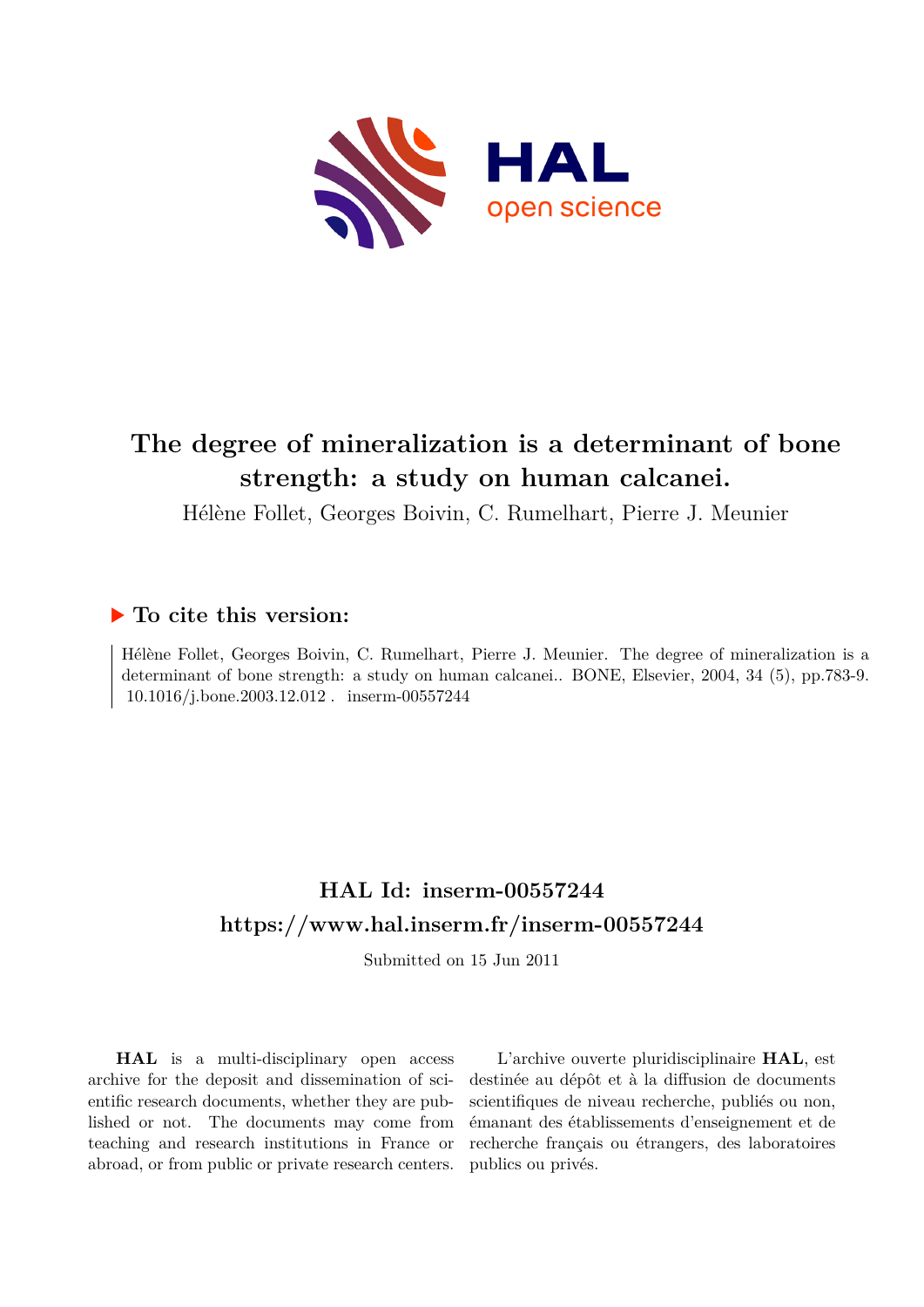# The degree of mineralization is a determinant of bone strength: a study on human calcanei.

Hélène Follet, Georges Boivin, C. Rumelhart, Pierre J. Meunier

## ▶ To cite this version:

Hélène Follet, Georges Boivin, C. Rumelhart, Pierre J. Meunier. The degree of mineralization is a determinant of bone strength: a study on human calcanei.. BONE, Elsevier, 2004, 34 (5), pp.783-9. 10.1016/j.bone.2003.12.012 . inserm-00557244

## HAL Id: inserm-00557244
## https://www.hal.inserm.fr/inserm-00557244

Submitted on 15 Jun 2011

**HAL** is a multi-disciplinary open access archive for the deposit and dissemination of scientific research documents, whether they are published or not. The documents may come from teaching and research institutions in France or abroad, or from public or private research centers.

L'archive ouverte pluridisciplinaire **HAL**, est destinée au dépôt et à la diffusion de documents scientifiques de niveau recherche, publiés ou non, émanant des établissements d'enseignement et de recherche français ou étrangers, des laboratoires publics ou privés.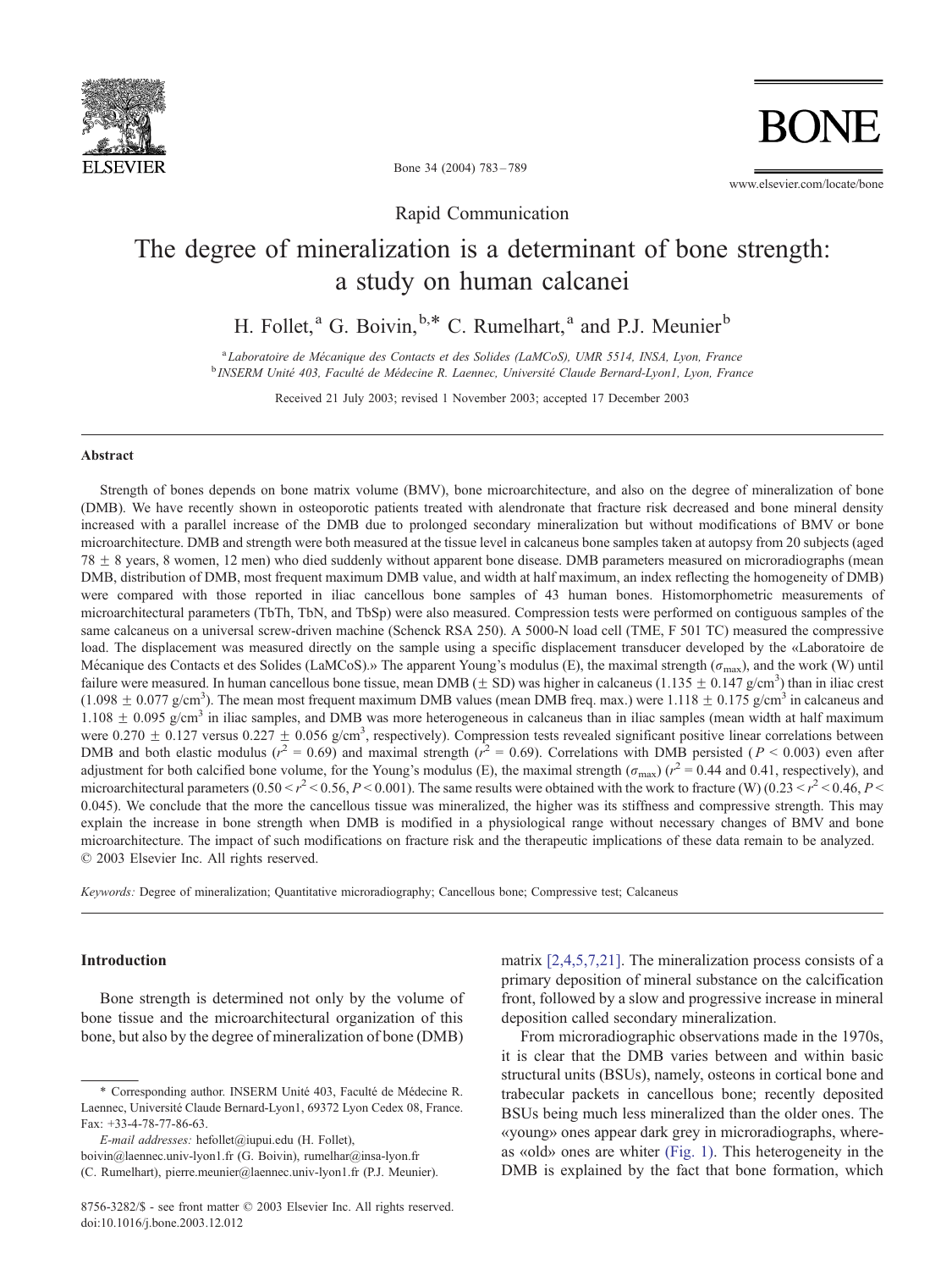Rapid Communication

# The degree of mineralization is a determinant of bone strength: a study on human calcanei

H. Follet,[a] G. Boivin,[b,*] C. Rumelhart,[a] and P.J. Meunier[b]

[a] *Laboratoire de Mécanique des Contacts et des Solides (LaMCoS), UMR 5514, INSA, Lyon, France*
[b] *INSERM Unité 403, Faculté de Médecine R. Laennec, Université Claude Bernard-Lyon1, Lyon, France*

Received 21 July 2003; revised 1 November 2003; accepted 17 December 2003

## Abstract

Strength of bones depends on bone matrix volume (BMV), bone microarchitecture, and also on the degree of mineralization of bone (DMB). We have recently shown in osteoporotic patients treated with alendronate that fracture risk decreased and bone mineral density increased with a parallel increase of the DMB due to prolonged secondary mineralization but without modifications of BMV or bone microarchitecture. DMB and strength were both measured at the tissue level in calcaneus bone samples taken at autopsy from 20 subjects (aged 78 ± 8 years, 8 women, 12 men) who died suddenly without apparent bone disease. DMB parameters measured on microradiographs (mean DMB, distribution of DMB, most frequent maximum DMB value, and width at half maximum, an index reflecting the homogeneity of DMB) were compared with those reported in iliac cancellous bone samples of 43 human bones. Histomorphometric measurements of microarchitectural parameters (TbTh, TbN, and TbSp) were also measured. Compression tests were performed on contiguous samples of the same calcaneus on a universal screw-driven machine (Schenck RSA 250). A 5000-N load cell (TME, F 501 TC) measured the compressive load. The displacement was measured directly on the sample using a specific displacement transducer developed by the «Laboratoire de Mécanique des Contacts et des Solides (LaMCoS).» The apparent Young's modulus (E), the maximal strength ($\sigma_{max}$), and the work (W) until failure were measured. In human cancellous bone tissue, mean DMB (± SD) was higher in calcaneus (1.135 ± 0.147 g/cm$^3$) than in iliac crest (1.098 ± 0.077 g/cm$^3$). The mean most frequent maximum DMB values (mean DMB freq. max.) were 1.118 ± 0.175 g/cm$^3$ in calcaneus and 1.108 ± 0.095 g/cm$^3$ in iliac samples, and DMB was more heterogeneous in calcaneus than in iliac samples (mean width at half maximum were 0.270 ± 0.127 versus 0.227 ± 0.056 g/cm$^3$, respectively). Compression tests revealed significant positive linear correlations between DMB and both elastic modulus ($r^2$ = 0.69) and maximal strength ($r^2$ = 0.69). Correlations with DMB persisted ($P$ < 0.003) even after adjustment for both calcified bone volume, for the Young's modulus (E), the maximal strength ($\sigma_{max}$) ($r^2$ = 0.44 and 0.41, respectively), and microarchitectural parameters ($0.50 < r^2 < 0.56$, $P < 0.001$). The same results were obtained with the work to fracture (W) ($0.23 < r^2 < 0.46$, $P <$ 0.045). We conclude that the more the cancellous tissue was mineralized, the higher was its stiffness and compressive strength. This may explain the increase in bone strength when DMB is modified in a physiological range without necessary changes of BMV and bone microarchitecture. The impact of such modifications on fracture risk and the therapeutic implications of these data remain to be analyzed.
© 2003 Elsevier Inc. All rights reserved.

*Keywords:* Degree of mineralization; Quantitative microradiography; Cancellous bone; Compressive test; Calcaneus

## Introduction

Bone strength is determined not only by the volume of bone tissue and the microarchitectural organization of this bone, but also by the degree of mineralization of bone (DMB) matrix [2,4,5,7,21]. The mineralization process consists of a primary deposition of mineral substance on the calcification front, followed by a slow and progressive increase in mineral deposition called secondary mineralization.

From microradiographic observations made in the 1970s, it is clear that the DMB varies between and within basic structural units (BSUs), namely, osteons in cortical bone and trabecular packets in cancellous bone; recently deposited BSUs being much less mineralized than the older ones. The «young» ones appear dark grey in microradiographs, whereas «old» ones are whiter (Fig. 1). This heterogeneity in the DMB is explained by the fact that bone formation, which

---

\* Corresponding author. INSERM Unité 403, Faculté de Médecine R. Laennec, Université Claude Bernard-Lyon1, 69372 Lyon Cedex 08, France. Fax: +33-4-78-77-86-63.

*E-mail addresses:* hefollet@iupui.edu (H. Follet), boivin@laennec.univ-lyon1.fr (G. Boivin), rumelhar@insa-lyon.fr (C. Rumelhart), pierre.meunier@laennec.univ-lyon1.fr (P.J. Meunier).

8756-3282/$ - see front matter © 2003 Elsevier Inc. All rights reserved.
doi:10.1016/j.bone.2003.12.012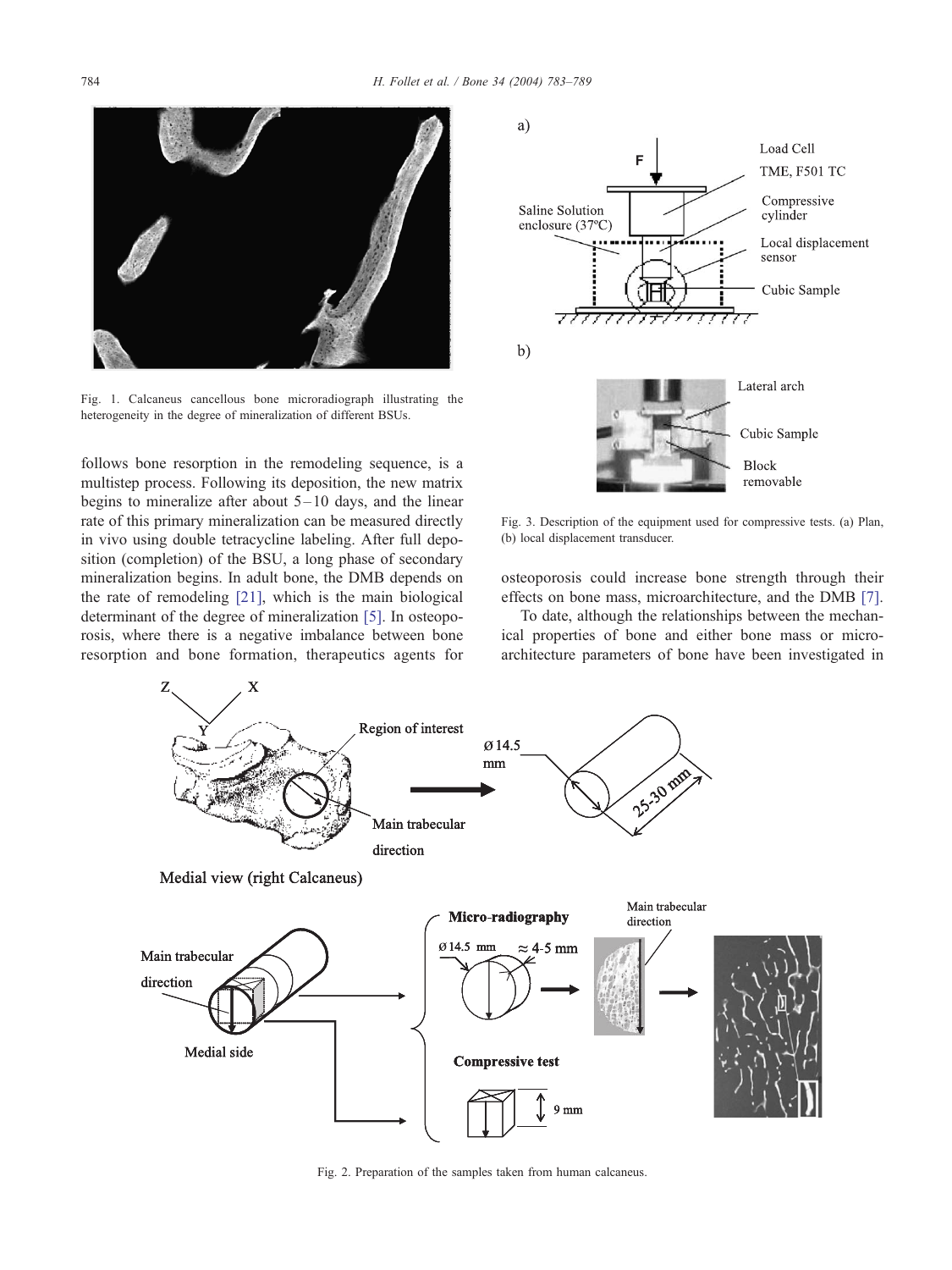Fig. 1. Calcaneus cancellous bone microradiograph illustrating the heterogeneity in the degree of mineralization of different BSUs.

follows bone resorption in the remodeling sequence, is a multistep process. Following its deposition, the new matrix begins to mineralize after about 5–10 days, and the linear rate of this primary mineralization can be measured directly in vivo using double tetracycline labeling. After full deposition (completion) of the BSU, a long phase of secondary mineralization begins. In adult bone, the DMB depends on the rate of remodeling [21], which is the main biological determinant of the degree of mineralization [5]. In osteoporosis, where there is a negative imbalance between bone resorption and bone formation, therapeutics agents for osteoporosis could increase bone strength through their effects on bone mass, microarchitecture, and the DMB [7].

To date, although the relationships between the mechanical properties of bone and either bone mass or microarchitecture parameters of bone have been investigated in

Fig. 3. Description of the equipment used for compressive tests. (a) Plan, (b) local displacement transducer.

Fig. 2. Preparation of the samples taken from human calcaneus.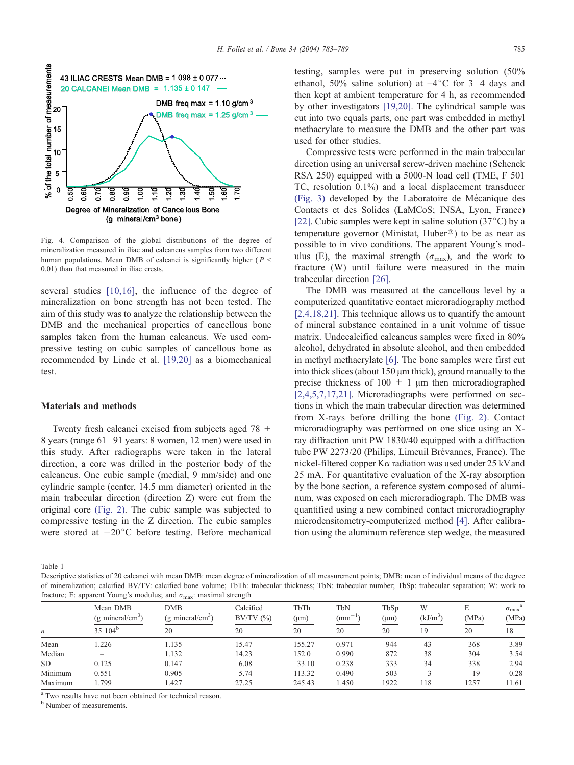43 ILIAC CRESTS Mean DMB = 1.098 ± 0.077

20 CALCANEI Mean DMB = 1.135 ± 0.147

DMB freq max = 1.10 g/cm³

DMB freq max = 1.25 g/cm³

Fig. 4. Comparison of the global distributions of the degree of mineralization measured in iliac and calcaneus samples from two different human populations. Mean DMB of calcanei is significantly higher ($P < 0.01$) than that measured in iliac crests.

several studies [10,16], the influence of the degree of mineralization on bone strength has not been tested. The aim of this study was to analyze the relationship between the DMB and the mechanical properties of cancellous bone samples taken from the human calcaneus. We used compressive testing on cubic samples of cancellous bone as recommended by Linde et al. [19,20] as a biomechanical test.

## Materials and methods

Twenty fresh calcanei excised from subjects aged 78 ± 8 years (range 61–91 years: 8 women, 12 men) were used in this study. After radiographs were taken in the lateral direction, a core was drilled in the posterior body of the calcaneus. One cubic sample (medial, 9 mm/side) and one cylindric sample (center, 14.5 mm diameter) oriented in the main trabecular direction (direction Z) were cut from the original core (Fig. 2). The cubic sample was subjected to compressive testing in the Z direction. The cubic samples were stored at −20°C before testing. Before mechanical testing, samples were put in preserving solution (50% ethanol, 50% saline solution) at +4°C for 3–4 days and then kept at ambient temperature for 4 h, as recommended by other investigators [19,20]. The cylindrical sample was cut into two equals parts, one part was embedded in methyl methacrylate to measure the DMB and the other part was used for other studies.

Compressive tests were performed in the main trabecular direction using an universal screw-driven machine (Schenck RSA 250) equipped with a 5000-N load cell (TME, F 501 TC, resolution 0.1%) and a local displacement transducer (Fig. 3) developed by the Laboratoire de Mécanique des Contacts et des Solides (LaMCoS; INSA, Lyon, France) [22]. Cubic samples were kept in saline solution (37°C) by a temperature governor (Ministat, Huber®) to be as near as possible to in vivo conditions. The apparent Young's modulus (E), the maximal strength ($\sigma_{max}$), and the work to fracture (W) until failure were measured in the main trabecular direction [26].

The DMB was measured at the cancellous level by a computerized quantitative contact microradiography method [2,4,18,21]. This technique allows us to quantify the amount of mineral substance contained in a unit volume of tissue matrix. Undecalcified calcaneus samples were fixed in 80% alcohol, dehydrated in absolute alcohol, and then embedded in methyl methacrylate [6]. The bone samples were first cut into thick slices (about 150 μm thick), ground manually to the precise thickness of 100 ± 1 μm then microradiographed [2,4,5,7,17,21]. Microradiographs were performed on sections in which the main trabecular direction was determined from X-rays before drilling the bone (Fig. 2). Contact microradiography was performed on one slice using an X-ray diffraction unit PW 1830/40 equipped with a diffraction tube PW 2273/20 (Philips, Limeuil Brévannes, France). The nickel-filtered copper Kα radiation was used under 25 kV and 25 mA. For quantitative evaluation of the X-ray absorption by the bone section, a reference system composed of aluminum, was exposed on each microradiograph. The DMB was quantified using a new combined contact microradiography microdensitometry-computerized method [4]. After calibration using the aluminum reference step wedge, the measured

Table 1
Descriptive statistics of 20 calcanei with mean DMB: mean degree of mineralization of all measurement points; DMB: mean of individual means of the degree of mineralization; calcified BV/TV: calcified bone volume; TbTh: trabecular thickness; TbN: trabecular number; TbSp: trabecular separation; W: work to fracture; E: apparent Young's modulus; and $\sigma_{max}$: maximal strength

| | Mean DMB (g mineral/cm³) | DMB (g mineral/cm³) | Calcified BV/TV (%) | TbTh (μm) | TbN (mm⁻¹) | TbSp (μm) | W (kJ/m³) | E (MPa) | $\sigma_{max}$[a] (MPa) |
|---|---|---|---|---|---|---|---|---|---|
| n | 35 104[b] | 20 | 20 | 20 | 20 | 20 | 19 | 20 | 18 |
| Mean | 1.226 | 1.135 | 15.47 | 155.27 | 0.971 | 944 | 43 | 368 | 3.89 |
| Median | – | 1.132 | 14.23 | 152.0 | 0.990 | 872 | 38 | 304 | 3.54 |
| SD | 0.125 | 0.147 | 6.08 | 33.10 | 0.238 | 333 | 34 | 338 | 2.94 |
| Minimum | 0.551 | 0.905 | 5.74 | 113.32 | 0.490 | 503 | 3 | 19 | 0.28 |
| Maximum | 1.799 | 1.427 | 27.25 | 245.43 | 1.450 | 1922 | 118 | 1257 | 11.61 |

[a] Two results have not been obtained for technical reason.
[b] Number of measurements.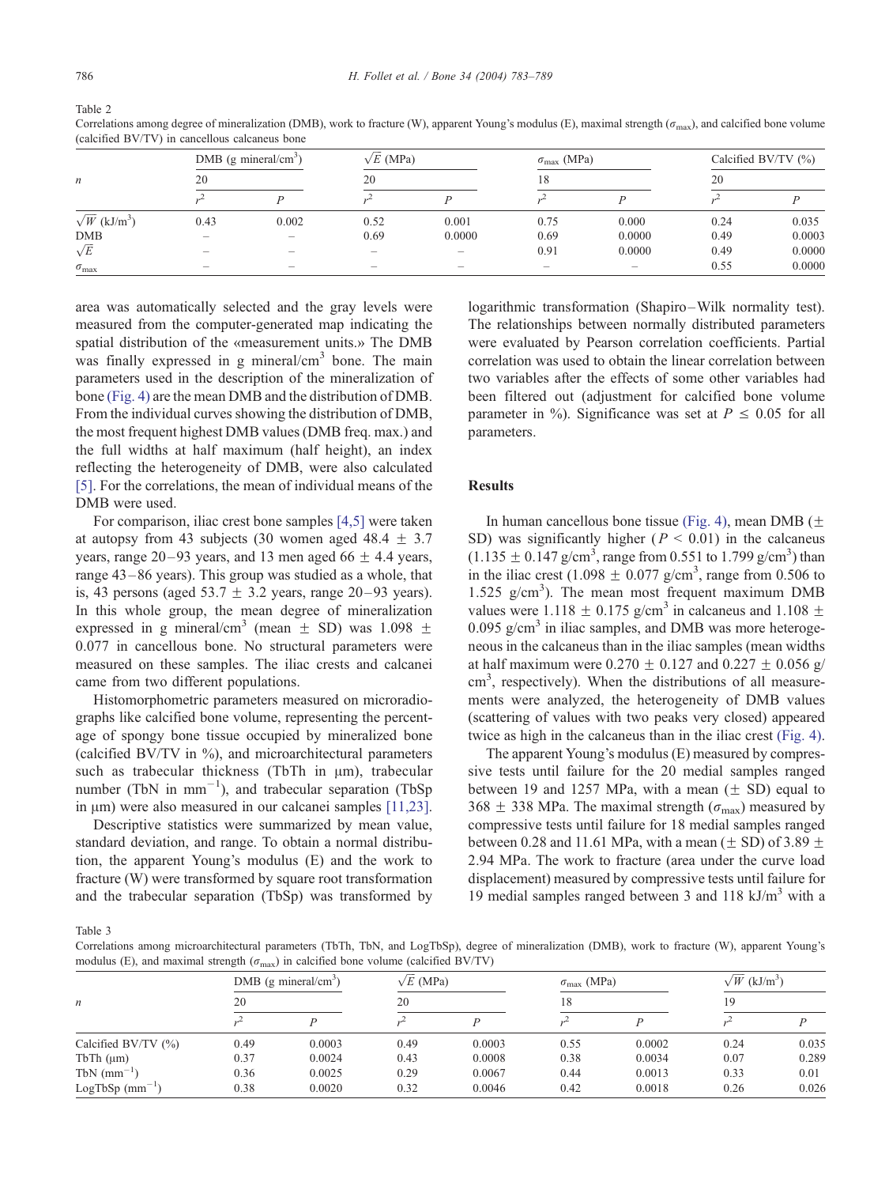Table 2
Correlations among degree of mineralization (DMB), work to fracture (W), apparent Young's modulus (E), maximal strength ($\sigma_{max}$), and calcified bone volume (calcified BV/TV) in cancellous calcaneus bone

| | DMB (g mineral/cm$^3$) | | $\sqrt{E}$ (MPa) | | $\sigma_{max}$ (MPa) | | Calcified BV/TV (%) | |
|---|---|---|---|---|---|---|---|---|
| $n$ | 20 | | 20 | | 18 | | 20 | |
| | $r^2$ | $P$ | $r^2$ | $P$ | $r^2$ | $P$ | $r^2$ | $P$ |
| $\sqrt{W}$ (kJ/m$^3$) | 0.43 | 0.002 | 0.52 | 0.001 | 0.75 | 0.000 | 0.24 | 0.035 |
| DMB | – | – | 0.69 | 0.0000 | 0.69 | 0.0000 | 0.49 | 0.0003 |
| $\sqrt{E}$ | – | – | – | – | 0.91 | 0.0000 | 0.49 | 0.0000 |
| $\sigma_{max}$ | – | – | – | – | – | – | 0.55 | 0.0000 |

area was automatically selected and the gray levels were measured from the computer-generated map indicating the spatial distribution of the «measurement units.» The DMB was finally expressed in g mineral/cm$^3$ bone. The main parameters used in the description of the mineralization of bone (Fig. 4) are the mean DMB and the distribution of DMB. From the individual curves showing the distribution of DMB, the most frequent highest DMB values (DMB freq. max.) and the full widths at half maximum (half height), an index reflecting the heterogeneity of DMB, were also calculated [5]. For the correlations, the mean of individual means of the DMB were used.

For comparison, iliac crest bone samples [4,5] were taken at autopsy from 43 subjects (30 women aged 48.4 ± 3.7 years, range 20–93 years, and 13 men aged 66 ± 4.4 years, range 43–86 years). This group was studied as a whole, that is, 43 persons (aged 53.7 ± 3.2 years, range 20–93 years). In this whole group, the mean degree of mineralization expressed in g mineral/cm$^3$ (mean ± SD) was 1.098 ± 0.077 in cancellous bone. No structural parameters were measured on these samples. The iliac crests and calcanei came from two different populations.

Histomorphometric parameters measured on microradiographs like calcified bone volume, representing the percentage of spongy bone tissue occupied by mineralized bone (calcified BV/TV in %), and microarchitectural parameters such as trabecular thickness (TbTh in μm), trabecular number (TbN in mm$^{-1}$), and trabecular separation (TbSp in μm) were also measured in our calcanei samples [11,23].

Descriptive statistics were summarized by mean value, standard deviation, and range. To obtain a normal distribution, the apparent Young's modulus (E) and the work to fracture (W) were transformed by square root transformation and the trabecular separation (TbSp) was transformed by logarithmic transformation (Shapiro–Wilk normality test). The relationships between normally distributed parameters were evaluated by Pearson correlation coefficients. Partial correlation was used to obtain the linear correlation between two variables after the effects of some other variables had been filtered out (adjustment for calcified bone volume parameter in %). Significance was set at $P \leq 0.05$ for all parameters.

## Results

In human cancellous bone tissue (Fig. 4), mean DMB (± SD) was significantly higher ($P < 0.01$) in the calcaneus (1.135 ± 0.147 g/cm$^3$, range from 0.551 to 1.799 g/cm$^3$) than in the iliac crest (1.098 ± 0.077 g/cm$^3$, range from 0.506 to 1.525 g/cm$^3$). The mean most frequent maximum DMB values were 1.118 ± 0.175 g/cm$^3$ in calcaneus and 1.108 ± 0.095 g/cm$^3$ in iliac samples, and DMB was more heterogeneous in the calcaneus than in the iliac samples (mean widths at half maximum were 0.270 ± 0.127 and 0.227 ± 0.056 g/cm$^3$, respectively). When the distributions of all measurements were analyzed, the heterogeneity of DMB values (scattering of values with two peaks very closed) appeared twice as high in the calcaneus than in the iliac crest (Fig. 4).

The apparent Young's modulus (E) measured by compressive tests until failure for the 20 medial samples ranged between 19 and 1257 MPa, with a mean (± SD) equal to 368 ± 338 MPa. The maximal strength ($\sigma_{max}$) measured by compressive tests until failure for 18 medial samples ranged between 0.28 and 11.61 MPa, with a mean (± SD) of 3.89 ± 2.94 MPa. The work to fracture (area under the curve load displacement) measured by compressive tests until failure for 19 medial samples ranged between 3 and 118 kJ/m$^3$ with a

Table 3
Correlations among microarchitectural parameters (TbTh, TbN, and LogTbSp), degree of mineralization (DMB), work to fracture (W), apparent Young's modulus (E), and maximal strength ($\sigma_{max}$) in calcified bone volume (calcified BV/TV)

| | DMB (g mineral/cm$^3$) | | $\sqrt{E}$ (MPa) | | $\sigma_{max}$ (MPa) | | $\sqrt{W}$ (kJ/m$^3$) | |
|---|---|---|---|---|---|---|---|---|
| $n$ | 20 | | 20 | | 18 | | 19 | |
| | $r^2$ | $P$ | $r^2$ | $P$ | $r^2$ | $P$ | $r^2$ | $P$ |
| Calcified BV/TV (%) | 0.49 | 0.0003 | 0.49 | 0.0003 | 0.55 | 0.0002 | 0.24 | 0.035 |
| TbTh (μm) | 0.37 | 0.0024 | 0.43 | 0.0008 | 0.38 | 0.0034 | 0.07 | 0.289 |
| TbN (mm$^{-1}$) | 0.36 | 0.0025 | 0.29 | 0.0067 | 0.44 | 0.0013 | 0.33 | 0.01 |
| LogTbSp (mm$^{-1}$) | 0.38 | 0.0020 | 0.32 | 0.0046 | 0.42 | 0.0018 | 0.26 | 0.026 |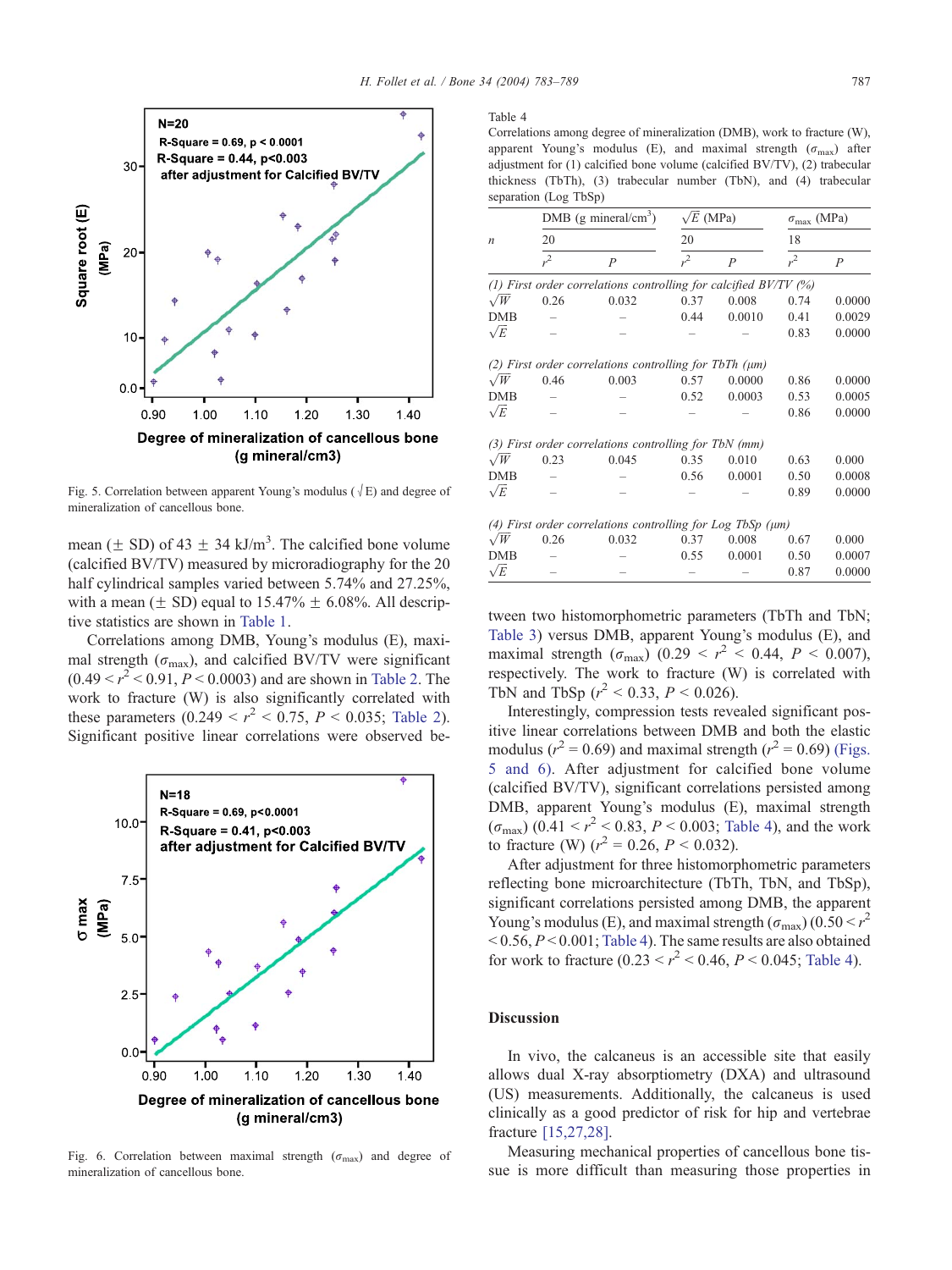Fig. 5. Correlation between apparent Young's modulus ($\sqrt{E}$) and degree of mineralization of cancellous bone.

mean (± SD) of 43 ± 34 kJ/m$^3$. The calcified bone volume (calcified BV/TV) measured by microradiography for the 20 half cylindrical samples varied between 5.74% and 27.25%, with a mean (± SD) equal to 15.47% ± 6.08%. All descriptive statistics are shown in Table 1.

Correlations among DMB, Young's modulus (E), maximal strength ($\sigma_{max}$), and calcified BV/TV were significant ($0.49 < r^2 < 0.91$, $P < 0.0003$) and are shown in Table 2. The work to fracture (W) is also significantly correlated with these parameters ($0.249 < r^2 < 0.75$, $P < 0.035$; Table 2). Significant positive linear correlations were observed between two histomorphometric parameters (TbTh and TbN; Table 3) versus DMB, apparent Young's modulus (E), and maximal strength ($\sigma_{max}$) ($0.29 < r^2 < 0.44$, $P < 0.007$), respectively. The work to fracture (W) is correlated with TbN and TbSp ($r^2 < 0.33$, $P < 0.026$).

Fig. 6. Correlation between maximal strength ($\sigma_{max}$) and degree of mineralization of cancellous bone.

Table 4
Correlations among degree of mineralization (DMB), work to fracture (W), apparent Young's modulus (E), and maximal strength ($\sigma_{max}$) after adjustment for (1) calcified bone volume (calcified BV/TV), (2) trabecular thickness (TbTh), (3) trabecular number (TbN), and (4) trabecular separation (Log TbSp)

| | DMB (g mineral/cm$^3$) | | $\sqrt{E}$ (MPa) | | $\sigma_{max}$ (MPa) | |
|---|---|---|---|---|---|---|
| $n$ | 20 | | 20 | | 18 | |
| | $r^2$ | $P$ | $r^2$ | $P$ | $r^2$ | $P$ |
| *(1) First order correlations controlling for calcified BV/TV (%)* | | | | | | |
| $\sqrt{W}$ | 0.26 | 0.032 | 0.37 | 0.008 | 0.74 | 0.0000 |
| DMB | – | – | 0.44 | 0.0010 | 0.41 | 0.0029 |
| $\sqrt{E}$ | – | – | – | – | 0.83 | 0.0000 |
| *(2) First order correlations controlling for TbTh (μm)* | | | | | | |
| $\sqrt{W}$ | 0.46 | 0.003 | 0.57 | 0.0000 | 0.86 | 0.0000 |
| DMB | – | – | 0.52 | 0.0003 | 0.53 | 0.0005 |
| $\sqrt{E}$ | – | – | – | – | 0.86 | 0.0000 |
| *(3) First order correlations controlling for TbN (mm)* | | | | | | |
| $\sqrt{W}$ | 0.23 | 0.045 | 0.35 | 0.010 | 0.63 | 0.000 |
| DMB | – | – | 0.56 | 0.0001 | 0.50 | 0.0008 |
| $\sqrt{E}$ | – | – | – | – | 0.89 | 0.0000 |
| *(4) First order correlations controlling for Log TbSp (μm)* | | | | | | |
| $\sqrt{W}$ | 0.26 | 0.032 | 0.37 | 0.008 | 0.67 | 0.000 |
| DMB | – | – | 0.55 | 0.0001 | 0.50 | 0.0007 |
| $\sqrt{E}$ | – | – | – | – | 0.87 | 0.0000 |

Interestingly, compression tests revealed significant positive linear correlations between DMB and both the elastic modulus ($r^2 = 0.69$) and maximal strength ($r^2 = 0.69$) (Figs. 5 and 6). After adjustment for calcified bone volume (calcified BV/TV), significant correlations persisted among DMB, apparent Young's modulus (E), maximal strength ($\sigma_{max}$) ($0.41 < r^2 < 0.83$, $P < 0.003$; Table 4), and the work to fracture (W) ($r^2 = 0.26$, $P < 0.032$).

After adjustment for three histomorphometric parameters reflecting bone microarchitecture (TbTh, TbN, and TbSp), significant correlations persisted among DMB, the apparent Young's modulus (E), and maximal strength ($\sigma_{max}$) ($0.50 < r^2 < 0.56$, $P < 0.001$; Table 4). The same results are also obtained for work to fracture ($0.23 < r^2 < 0.46$, $P < 0.045$; Table 4).

## Discussion

In vivo, the calcaneus is an accessible site that easily allows dual X-ray absorptiometry (DXA) and ultrasound (US) measurements. Additionally, the calcaneus is used clinically as a good predictor of risk for hip and vertebrae fracture [15,27,28].

Measuring mechanical properties of cancellous bone tissue is more difficult than measuring those properties in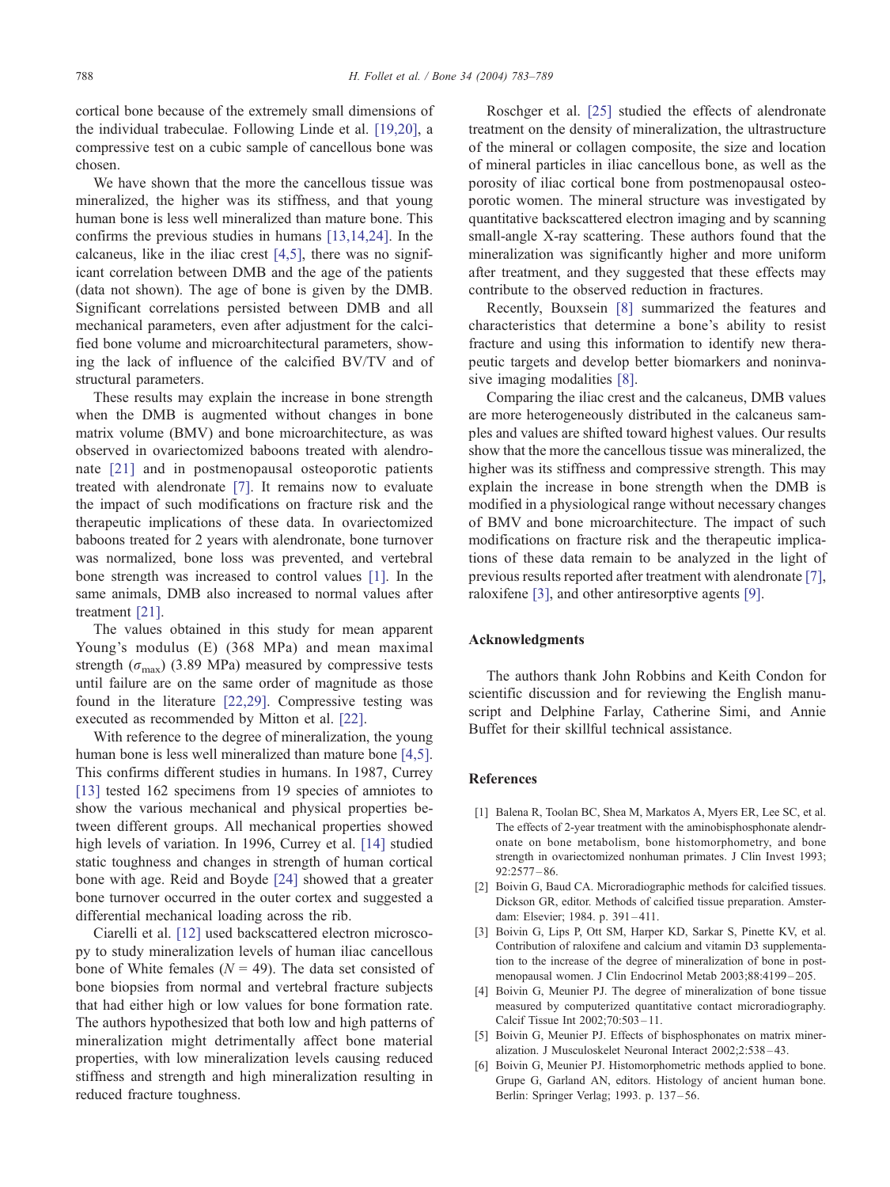cortical bone because of the extremely small dimensions of the individual trabeculae. Following Linde et al. [19,20], a compressive test on a cubic sample of cancellous bone was chosen.

We have shown that the more the cancellous tissue was mineralized, the higher was its stiffness, and that young human bone is less well mineralized than mature bone. This confirms the previous studies in humans [13,14,24]. In the calcaneus, like in the iliac crest [4,5], there was no significant correlation between DMB and the age of the patients (data not shown). The age of bone is given by the DMB. Significant correlations persisted between DMB and all mechanical parameters, even after adjustment for the calcified bone volume and microarchitectural parameters, showing the lack of influence of the calcified BV/TV and of structural parameters.

These results may explain the increase in bone strength when the DMB is augmented without changes in bone matrix volume (BMV) and bone microarchitecture, as was observed in ovariectomized baboons treated with alendronate [21] and in postmenopausal osteoporotic patients treated with alendronate [7]. It remains now to evaluate the impact of such modifications on fracture risk and the therapeutic implications of these data. In ovariectomized baboons treated for 2 years with alendronate, bone turnover was normalized, bone loss was prevented, and vertebral bone strength was increased to control values [1]. In the same animals, DMB also increased to normal values after treatment [21].

The values obtained in this study for mean apparent Young's modulus (E) (368 MPa) and mean maximal strength ($\sigma_{max}$) (3.89 MPa) measured by compressive tests until failure are on the same order of magnitude as those found in the literature [22,29]. Compressive testing was executed as recommended by Mitton et al. [22].

With reference to the degree of mineralization, the young human bone is less well mineralized than mature bone [4,5]. This confirms different studies in humans. In 1987, Currey [13] tested 162 specimens from 19 species of amniotes to show the various mechanical and physical properties between different groups. All mechanical properties showed high levels of variation. In 1996, Currey et al. [14] studied static toughness and changes in strength of human cortical bone with age. Reid and Boyde [24] showed that a greater bone turnover occurred in the outer cortex and suggested a differential mechanical loading across the rib.

Ciarelli et al. [12] used backscattered electron microscopy to study mineralization levels of human iliac cancellous bone of White females ($N$ = 49). The data set consisted of bone biopsies from normal and vertebral fracture subjects that had either high or low values for bone formation rate. The authors hypothesized that both low and high patterns of mineralization might detrimentally affect bone material properties, with low mineralization levels causing reduced stiffness and strength and high mineralization resulting in reduced fracture toughness.

Roschger et al. [25] studied the effects of alendronate treatment on the density of mineralization, the ultrastructure of the mineral or collagen composite, the size and location of mineral particles in iliac cancellous bone, as well as the porosity of iliac cortical bone from postmenopausal osteoporotic women. The mineral structure was investigated by quantitative backscattered electron imaging and by scanning small-angle X-ray scattering. These authors found that the mineralization was significantly higher and more uniform after treatment, and they suggested that these effects may contribute to the observed reduction in fractures.

Recently, Bouxsein [8] summarized the features and characteristics that determine a bone's ability to resist fracture and using this information to identify new therapeutic targets and develop better biomarkers and noninvasive imaging modalities [8].

Comparing the iliac crest and the calcaneus, DMB values are more heterogeneously distributed in the calcaneus samples and values are shifted toward highest values. Our results show that the more the cancellous tissue was mineralized, the higher was its stiffness and compressive strength. This may explain the increase in bone strength when the DMB is modified in a physiological range without necessary changes of BMV and bone microarchitecture. The impact of such modifications on fracture risk and the therapeutic implications of these data remain to be analyzed in the light of previous results reported after treatment with alendronate [7], raloxifene [3], and other antiresorptive agents [9].

## Acknowledgments

The authors thank John Robbins and Keith Condon for scientific discussion and for reviewing the English manuscript and Delphine Farlay, Catherine Simi, and Annie Buffet for their skillful technical assistance.

## References

[1] Balena R, Toolan BC, Shea M, Markatos A, Myers ER, Lee SC, et al. The effects of 2-year treatment with the aminobisphosphonate alendronate on bone metabolism, bone histomorphometry, and bone strength in ovariectomized nonhuman primates. J Clin Invest 1993; 92:2577–86.

[2] Boivin G, Baud CA. Microradiographic methods for calcified tissues. Dickson GR, editor. Methods of calcified tissue preparation. Amsterdam: Elsevier; 1984. p. 391–411.

[3] Boivin G, Lips P, Ott SM, Harper KD, Sarkar S, Pinette KV, et al. Contribution of raloxifene and calcium and vitamin D3 supplementation to the increase of the degree of mineralization of bone in postmenopausal women. J Clin Endocrinol Metab 2003;88:4199–205.

[4] Boivin G, Meunier PJ. The degree of mineralization of bone tissue measured by computerized quantitative contact microradiography. Calcif Tissue Int 2002;70:503–11.

[5] Boivin G, Meunier PJ. Effects of bisphosphonates on matrix mineralization. J Musculoskelet Neuronal Interact 2002;2:538–43.

[6] Boivin G, Meunier PJ. Histomorphometric methods applied to bone. Grupe G, Garland AN, editors. Histology of ancient human bone. Berlin: Springer Verlag; 1993. p. 137–56.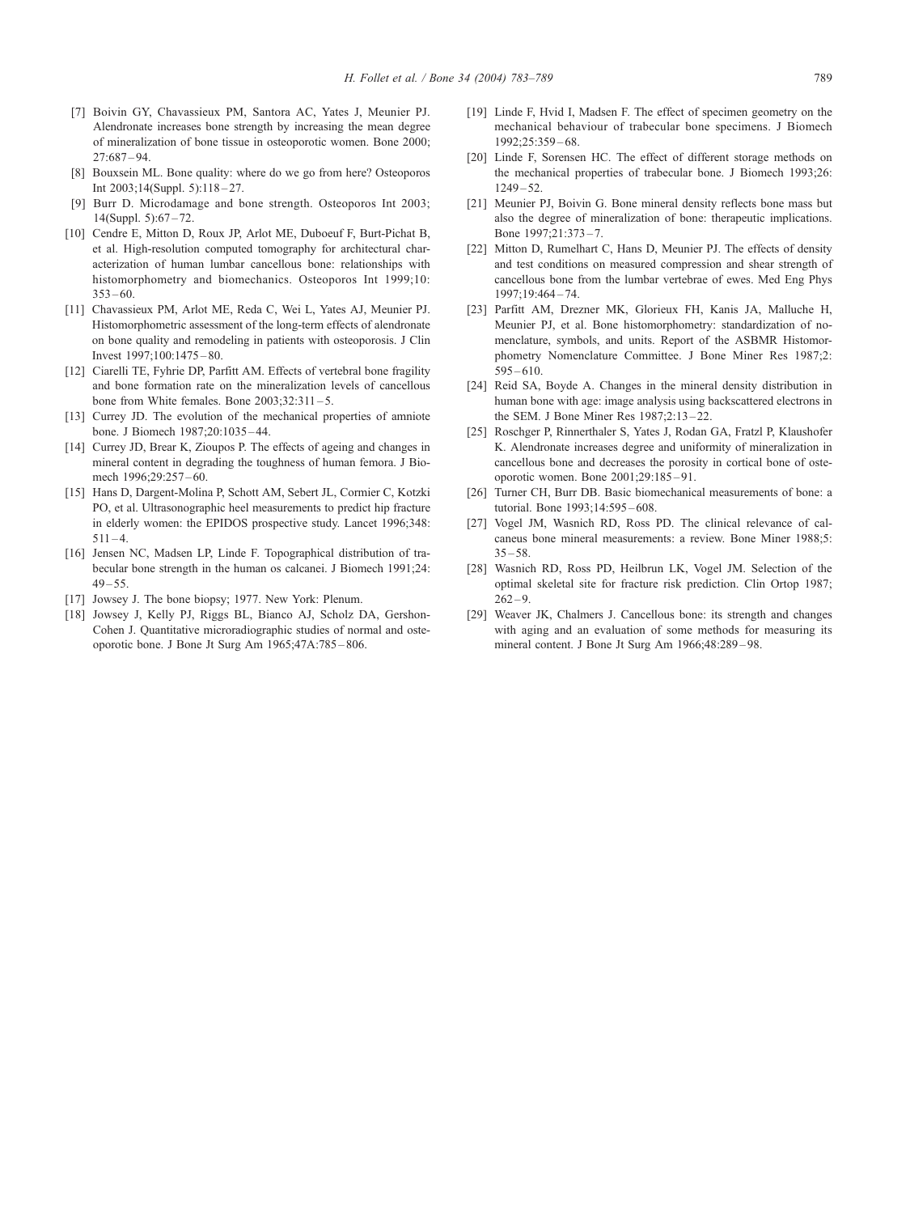[7] Boivin GY, Chavassieux PM, Santora AC, Yates J, Meunier PJ. Alendronate increases bone strength by increasing the mean degree of mineralization of bone tissue in osteoporotic women. Bone 2000; 27:687–94.

[8] Bouxsein ML. Bone quality: where do we go from here? Osteoporos Int 2003;14(Suppl. 5):118–27.

[9] Burr D. Microdamage and bone strength. Osteoporos Int 2003; 14(Suppl. 5):67–72.

[10] Cendre E, Mitton D, Roux JP, Arlot ME, Duboeuf F, Burt-Pichat B, et al. High-resolution computed tomography for architectural characterization of human lumbar cancellous bone: relationships with histomorphometry and biomechanics. Osteoporos Int 1999;10: 353–60.

[11] Chavassieux PM, Arlot ME, Reda C, Wei L, Yates AJ, Meunier PJ. Histomorphometric assessment of the long-term effects of alendronate on bone quality and remodeling in patients with osteoporosis. J Clin Invest 1997;100:1475–80.

[12] Ciarelli TE, Fyhrie DP, Parfitt AM. Effects of vertebral bone fragility and bone formation rate on the mineralization levels of cancellous bone from White females. Bone 2003;32:311–5.

[13] Currey JD. The evolution of the mechanical properties of amniote bone. J Biomech 1987;20:1035–44.

[14] Currey JD, Brear K, Zioupos P. The effects of ageing and changes in mineral content in degrading the toughness of human femora. J Biomech 1996;29:257–60.

[15] Hans D, Dargent-Molina P, Schott AM, Sebert JL, Cormier C, Kotzki PO, et al. Ultrasonographic heel measurements to predict hip fracture in elderly women: the EPIDOS prospective study. Lancet 1996;348: 511–4.

[16] Jensen NC, Madsen LP, Linde F. Topographical distribution of trabecular bone strength in the human os calcanei. J Biomech 1991;24: 49–55.

[17] Jowsey J. The bone biopsy; 1977. New York: Plenum.

[18] Jowsey J, Kelly PJ, Riggs BL, Bianco AJ, Scholz DA, Gershon-Cohen J. Quantitative microradiographic studies of normal and osteoporotic bone. J Bone Jt Surg Am 1965;47A:785–806.

[19] Linde F, Hvid I, Madsen F. The effect of specimen geometry on the mechanical behaviour of trabecular bone specimens. J Biomech 1992;25:359–68.

[20] Linde F, Sorensen HC. The effect of different storage methods on the mechanical properties of trabecular bone. J Biomech 1993;26: 1249–52.

[21] Meunier PJ, Boivin G. Bone mineral density reflects bone mass but also the degree of mineralization of bone: therapeutic implications. Bone 1997;21:373–7.

[22] Mitton D, Rumelhart C, Hans D, Meunier PJ. The effects of density and test conditions on measured compression and shear strength of cancellous bone from the lumbar vertebrae of ewes. Med Eng Phys 1997;19:464–74.

[23] Parfitt AM, Drezner MK, Glorieux FH, Kanis JA, Malluche H, Meunier PJ, et al. Bone histomorphometry: standardization of nomenclature, symbols, and units. Report of the ASBMR Histomorphometry Nomenclature Committee. J Bone Miner Res 1987;2: 595–610.

[24] Reid SA, Boyde A. Changes in the mineral density distribution in human bone with age: image analysis using backscattered electrons in the SEM. J Bone Miner Res 1987;2:13–22.

[25] Roschger P, Rinnerthaler S, Yates J, Rodan GA, Fratzl P, Klaushofer K. Alendronate increases degree and uniformity of mineralization in cancellous bone and decreases the porosity in cortical bone of osteoporotic women. Bone 2001;29:185–91.

[26] Turner CH, Burr DB. Basic biomechanical measurements of bone: a tutorial. Bone 1993;14:595–608.

[27] Vogel JM, Wasnich RD, Ross PD. The clinical relevance of calcaneus bone mineral measurements: a review. Bone Miner 1988;5: 35–58.

[28] Wasnich RD, Ross PD, Heilbrun LK, Vogel JM. Selection of the optimal skeletal site for fracture risk prediction. Clin Ortop 1987; 262–9.

[29] Weaver JK, Chalmers J. Cancellous bone: its strength and changes with aging and an evaluation of some methods for measuring its mineral content. J Bone Jt Surg Am 1966;48:289–98.